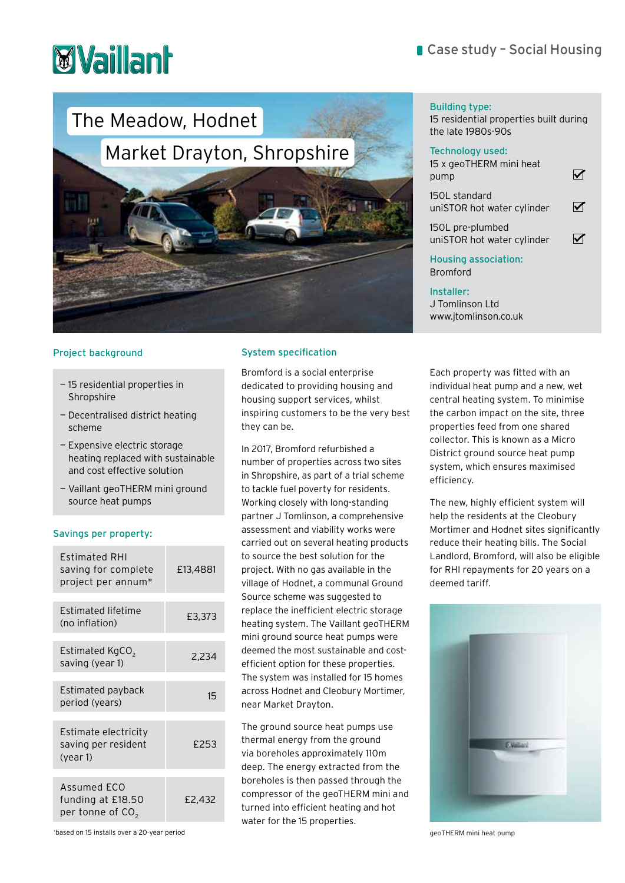Vaillant

Case study – Social Housing

# The Meadow, Hodnet
## Market Drayton, Shropshire

**Building type:**
15 residential properties built during the late 1980s-90s

**Technology used:**
- 15 x geoTHERM mini heat pump ☑
- 150L standard uniSTOR hot water cylinder ☑
- 150L pre-plumbed uniSTOR hot water cylinder ☑

**Housing association:**
Bromford

**Installer:**
J Tomlinson Ltd
www.jtomlinson.co.uk

## Project background

- 15 residential properties in Shropshire
- Decentralised district heating scheme
- Expensive electric storage heating replaced with sustainable and cost effective solution
- Vaillant geoTHERM mini ground source heat pumps

## Savings per property:

| | |
|---|---|
| Estimated RHI saving for complete project per annum* | £13,4881 |
| Estimated lifetime (no inflation) | £3,373 |
| Estimated Kg$CO_2$ saving (year 1) | 2,234 |
| Estimated payback period (years) | 15 |
| Estimate electricity saving per resident (year 1) | £253 |
| Assumed ECO funding at £18.50 per tonne of $CO_2$ | £2,432 |

*based on 15 installs over a 20-year period

## System specification

Bromford is a social enterprise dedicated to providing housing and housing support services, whilst inspiring customers to be the very best they can be.

In 2017, Bromford refurbished a number of properties across two sites in Shropshire, as part of a trial scheme to tackle fuel poverty for residents. Working closely with long-standing partner J Tomlinson, a comprehensive assessment and viability works were carried out on several heating products to source the best solution for the project. With no gas available in the village of Hodnet, a communal Ground Source scheme was suggested to replace the inefficient electric storage heating system. The Vaillant geoTHERM mini ground source heat pumps were deemed the most sustainable and cost-efficient option for these properties. The system was installed for 15 homes across Hodnet and Cleobury Mortimer, near Market Drayton.

The ground source heat pumps use thermal energy from the ground via boreholes approximately 110m deep. The energy extracted from the boreholes is then passed through the compressor of the geoTHERM mini and turned into efficient heating and hot water for the 15 properties.

Each property was fitted with an individual heat pump and a new, wet central heating system. To minimise the carbon impact on the site, three properties feed from one shared collector. This is known as a Micro District ground source heat pump system, which ensures maximised efficiency.

The new, highly efficient system will help the residents at the Cleobury Mortimer and Hodnet sites significantly reduce their heating bills. The Social Landlord, Bromford, will also be eligible for RHI repayments for 20 years on a deemed tariff.

geoTHERM mini heat pump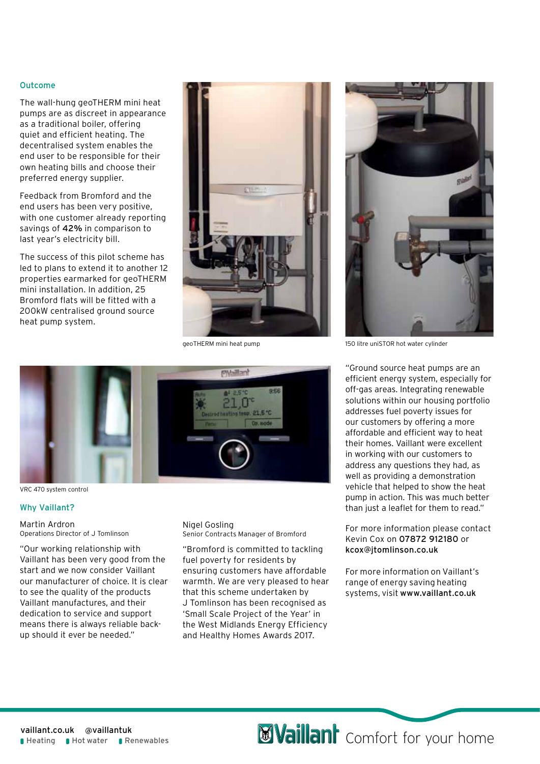## Outcome

The wall-hung geoTHERM mini heat pumps are as discreet in appearance as a traditional boiler, offering quiet and efficient heating. The decentralised system enables the end user to be responsible for their own heating bills and choose their preferred energy supplier.

Feedback from Bromford and the end users has been very positive, with one customer already reporting savings of **42%** in comparison to last year's electricity bill.

The success of this pilot scheme has led to plans to extend it to another 12 properties earmarked for geoTHERM mini installation. In addition, 25 Bromford flats will be fitted with a 200kW centralised ground source heat pump system.

geoTHERM mini heat pump

150 litre uniSTOR hot water cylinder

VRC 470 system control

## Why Vaillant?

Martin Ardron
Operations Director of J Tomlinson

"Our working relationship with Vaillant has been very good from the start and we now consider Vaillant our manufacturer of choice. It is clear to see the quality of the products Vaillant manufactures, and their dedication to service and support means there is always reliable back-up should it ever be needed."

Nigel Gosling
Senior Contracts Manager of Bromford

"Bromford is committed to tackling fuel poverty for residents by ensuring customers have affordable warmth. We are very pleased to hear that this scheme undertaken by J Tomlinson has been recognised as 'Small Scale Project of the Year' in the West Midlands Energy Efficiency and Healthy Homes Awards 2017.

"Ground source heat pumps are an efficient energy system, especially for off-gas areas. Integrating renewable solutions within our housing portfolio addresses fuel poverty issues for our customers by offering a more affordable and efficient way to heat their homes. Vaillant were excellent in working with our customers to address any questions they had, as well as providing a demonstration vehicle that helped to show the heat pump in action. This was much better than just a leaflet for them to read."

For more information please contact Kevin Cox on **07872 912180** or **kcox@jtomlinson.co.uk**

For more information on Vaillant's range of energy saving heating systems, visit **www.vaillant.co.uk**

**vaillant.co.uk** @vaillantuk
Heating | Hot water | Renewables

Vaillant Comfort for your home